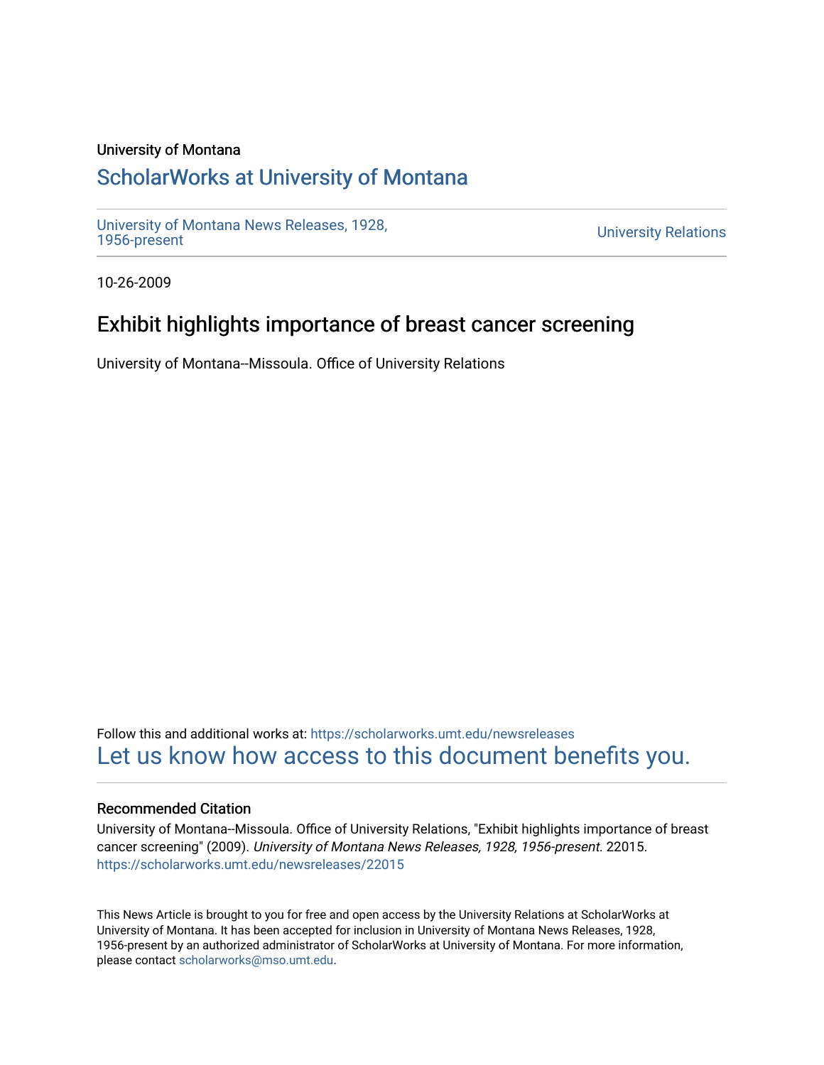University of Montana

## ScholarWorks at University of Montana

University of Montana News Releases, 1928, 1956-present

University Relations

10-26-2009

# Exhibit highlights importance of breast cancer screening

University of Montana--Missoula. Office of University Relations

Follow this and additional works at: https://scholarworks.umt.edu/newsreleases

Let us know how access to this document benefits you.

### Recommended Citation

University of Montana--Missoula. Office of University Relations, "Exhibit highlights importance of breast cancer screening" (2009). *University of Montana News Releases, 1928, 1956-present*. 22015. https://scholarworks.umt.edu/newsreleases/22015

This News Article is brought to you for free and open access by the University Relations at ScholarWorks at University of Montana. It has been accepted for inclusion in University of Montana News Releases, 1928, 1956-present by an authorized administrator of ScholarWorks at University of Montana. For more information, please contact scholarworks@mso.umt.edu.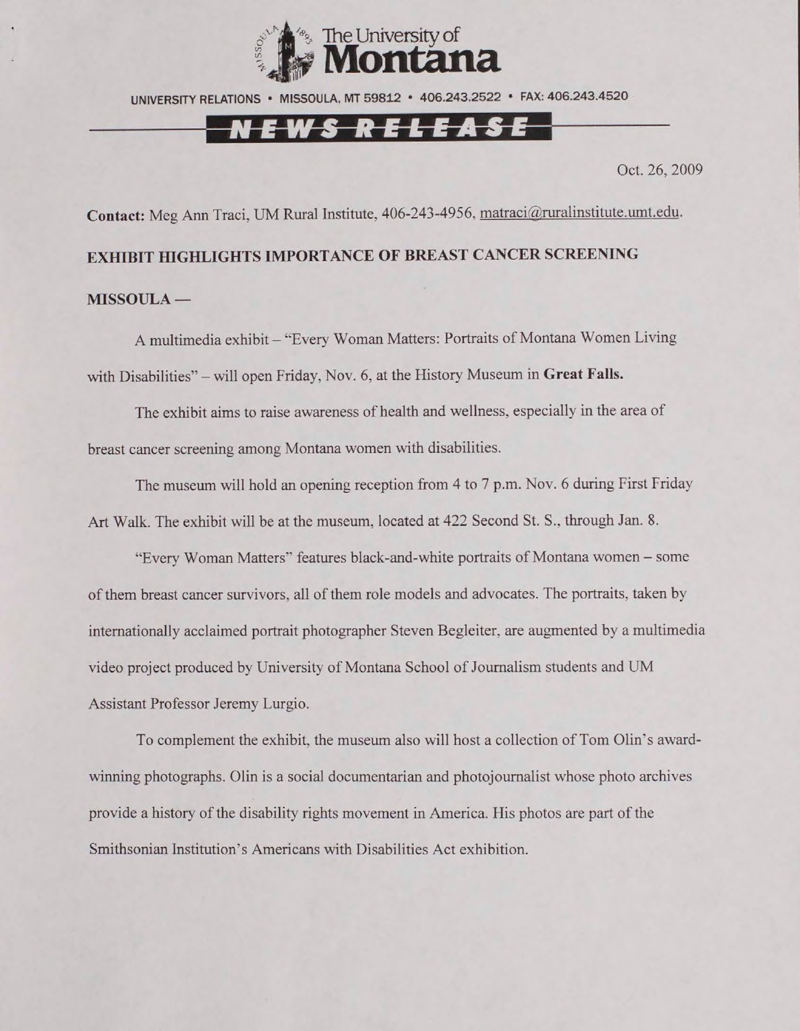The University of **Montana**

UNIVERSITY RELATIONS • MISSOULA, MT 59812 • 406.243.2522 • FAX: 406.243.4520

**NEWS RELEASE**

Oct. 26, 2009

**Contact:** Meg Ann Traci, UM Rural Institute, 406-243-4956, matraci@ruralinstitute.umt.edu.

**EXHIBIT HIGHLIGHTS IMPORTANCE OF BREAST CANCER SCREENING**

**MISSOULA —**

A multimedia exhibit – "Every Woman Matters: Portraits of Montana Women Living with Disabilities" – will open Friday, Nov. 6, at the History Museum in **Great Falls.**

The exhibit aims to raise awareness of health and wellness, especially in the area of breast cancer screening among Montana women with disabilities.

The museum will hold an opening reception from 4 to 7 p.m. Nov. 6 during First Friday Art Walk. The exhibit will be at the museum, located at 422 Second St. S., through Jan. 8.

"Every Woman Matters" features black-and-white portraits of Montana women – some of them breast cancer survivors, all of them role models and advocates. The portraits, taken by internationally acclaimed portrait photographer Steven Begleiter, are augmented by a multimedia video project produced by University of Montana School of Journalism students and UM Assistant Professor Jeremy Lurgio.

To complement the exhibit, the museum also will host a collection of Tom Olin's award-winning photographs. Olin is a social documentarian and photojournalist whose photo archives provide a history of the disability rights movement in America. His photos are part of the Smithsonian Institution's Americans with Disabilities Act exhibition.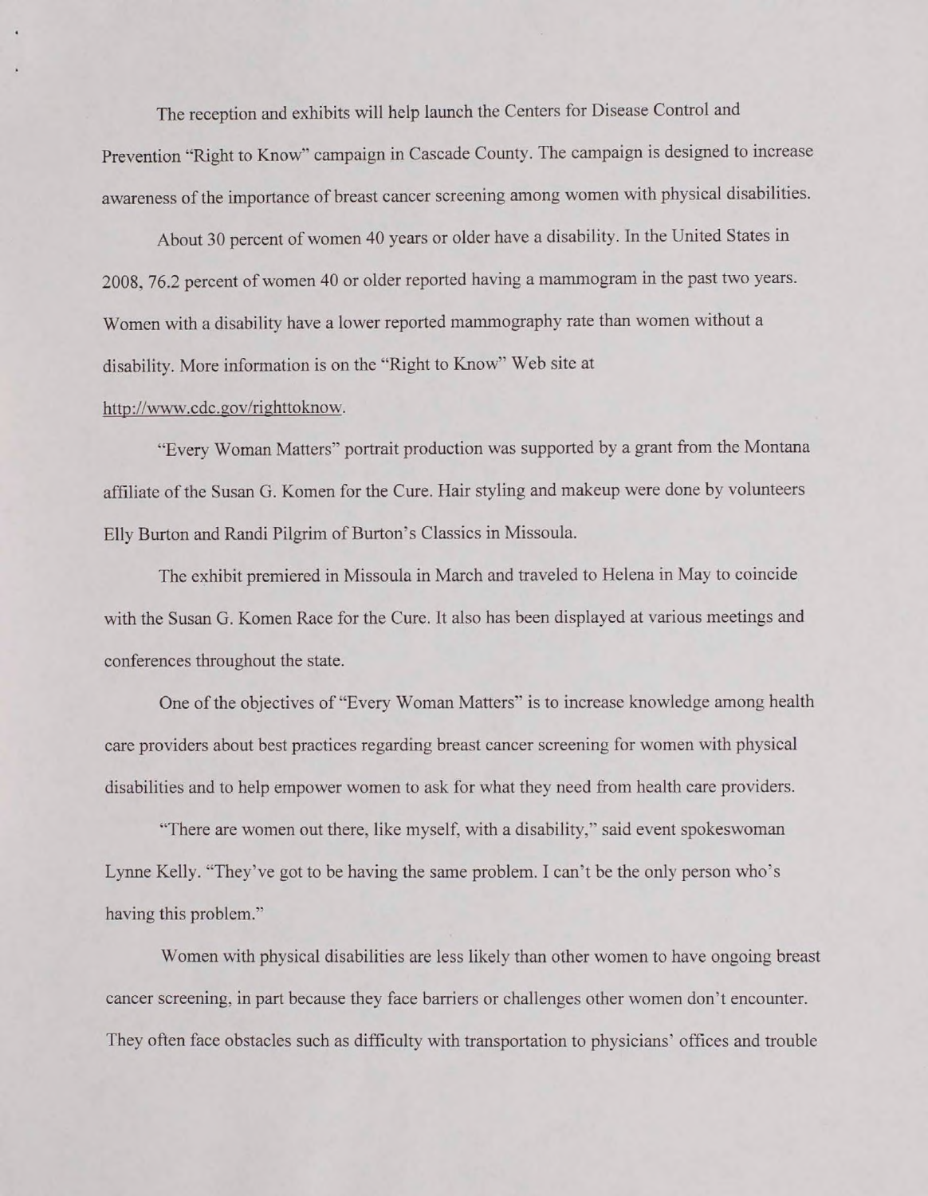The reception and exhibits will help launch the Centers for Disease Control and Prevention "Right to Know" campaign in Cascade County. The campaign is designed to increase awareness of the importance of breast cancer screening among women with physical disabilities.

About 30 percent of women 40 years or older have a disability. In the United States in 2008, 76.2 percent of women 40 or older reported having a mammogram in the past two years. Women with a disability have a lower reported mammography rate than women without a disability. More information is on the "Right to Know" Web site at http://www.cdc.gov/righttoknow.

"Every Woman Matters" portrait production was supported by a grant from the Montana affiliate of the Susan G. Komen for the Cure. Hair styling and makeup were done by volunteers Elly Burton and Randi Pilgrim of Burton's Classics in Missoula.

The exhibit premiered in Missoula in March and traveled to Helena in May to coincide with the Susan G. Komen Race for the Cure. It also has been displayed at various meetings and conferences throughout the state.

One of the objectives of "Every Woman Matters" is to increase knowledge among health care providers about best practices regarding breast cancer screening for women with physical disabilities and to help empower women to ask for what they need from health care providers.

"There are women out there, like myself, with a disability," said event spokeswoman Lynne Kelly. "They've got to be having the same problem. I can't be the only person who's having this problem."

Women with physical disabilities are less likely than other women to have ongoing breast cancer screening, in part because they face barriers or challenges other women don't encounter. They often face obstacles such as difficulty with transportation to physicians' offices and trouble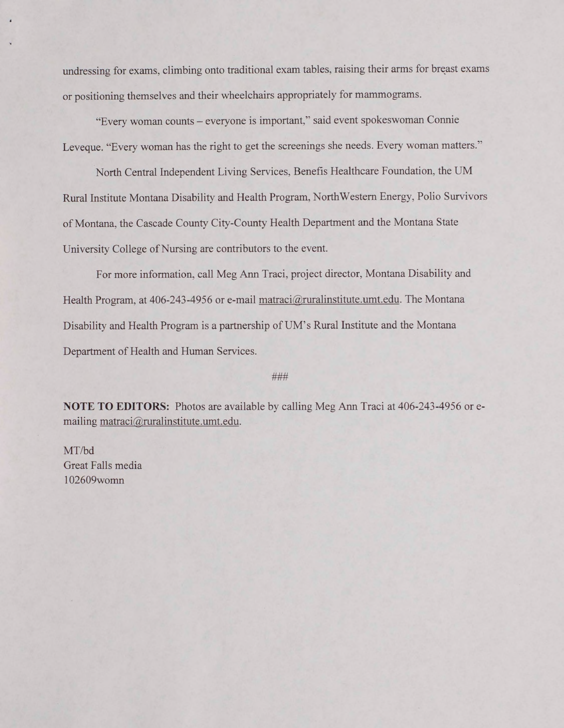undressing for exams, climbing onto traditional exam tables, raising their arms for breast exams or positioning themselves and their wheelchairs appropriately for mammograms.

"Every woman counts – everyone is important," said event spokeswoman Connie Leveque. "Every woman has the right to get the screenings she needs. Every woman matters."

North Central Independent Living Services, Benefis Healthcare Foundation, the UM Rural Institute Montana Disability and Health Program, NorthWestern Energy, Polio Survivors of Montana, the Cascade County City-County Health Department and the Montana State University College of Nursing are contributors to the event.

For more information, call Meg Ann Traci, project director, Montana Disability and Health Program, at 406-243-4956 or e-mail matraci@ruralinstitute.umt.edu. The Montana Disability and Health Program is a partnership of UM's Rural Institute and the Montana Department of Health and Human Services.

###

**NOTE TO EDITORS:** Photos are available by calling Meg Ann Traci at 406-243-4956 or e-mailing matraci@ruralinstitute.umt.edu.

MT/bd
Great Falls media
102609womn